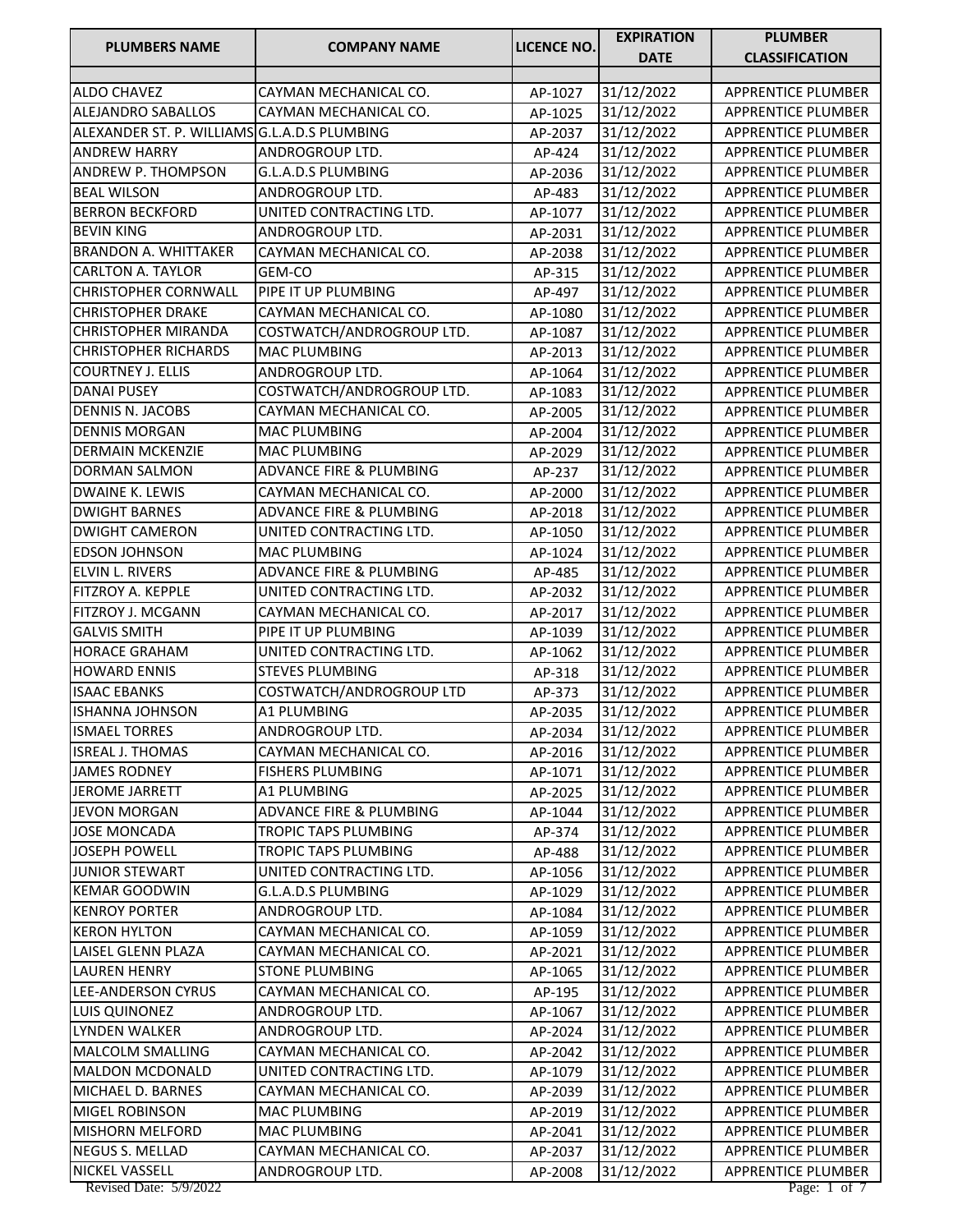| PLUMBERS NAME | COMPANY NAME | LICENCE NO. | EXPIRATION DATE | PLUMBER CLASSIFICATION |
|---|---|---|---|---|
| | | | | |
| ALDO CHAVEZ | CAYMAN MECHANICAL CO. | AP-1027 | 31/12/2022 | APPRENTICE PLUMBER |
| ALEJANDRO SABALLOS | CAYMAN MECHANICAL CO. | AP-1025 | 31/12/2022 | APPRENTICE PLUMBER |
| ALEXANDER ST. P. WILLIAMS | G.L.A.D.S PLUMBING | AP-2037 | 31/12/2022 | APPRENTICE PLUMBER |
| ANDREW HARRY | ANDROGROUP LTD. | AP-424 | 31/12/2022 | APPRENTICE PLUMBER |
| ANDREW P. THOMPSON | G.L.A.D.S PLUMBING | AP-2036 | 31/12/2022 | APPRENTICE PLUMBER |
| BEAL WILSON | ANDROGROUP LTD. | AP-483 | 31/12/2022 | APPRENTICE PLUMBER |
| BERRON BECKFORD | UNITED CONTRACTING LTD. | AP-1077 | 31/12/2022 | APPRENTICE PLUMBER |
| BEVIN KING | ANDROGROUP LTD. | AP-2031 | 31/12/2022 | APPRENTICE PLUMBER |
| BRANDON A. WHITTAKER | CAYMAN MECHANICAL CO. | AP-2038 | 31/12/2022 | APPRENTICE PLUMBER |
| CARLTON A. TAYLOR | GEM-CO | AP-315 | 31/12/2022 | APPRENTICE PLUMBER |
| CHRISTOPHER CORNWALL | PIPE IT UP PLUMBING | AP-497 | 31/12/2022 | APPRENTICE PLUMBER |
| CHRISTOPHER DRAKE | CAYMAN MECHANICAL CO. | AP-1080 | 31/12/2022 | APPRENTICE PLUMBER |
| CHRISTOPHER MIRANDA | COSTWATCH/ANDROGROUP LTD. | AP-1087 | 31/12/2022 | APPRENTICE PLUMBER |
| CHRISTOPHER RICHARDS | MAC PLUMBING | AP-2013 | 31/12/2022 | APPRENTICE PLUMBER |
| COURTNEY J. ELLIS | ANDROGROUP LTD. | AP-1064 | 31/12/2022 | APPRENTICE PLUMBER |
| DANAI PUSEY | COSTWATCH/ANDROGROUP LTD. | AP-1083 | 31/12/2022 | APPRENTICE PLUMBER |
| DENNIS N. JACOBS | CAYMAN MECHANICAL CO. | AP-2005 | 31/12/2022 | APPRENTICE PLUMBER |
| DENNIS MORGAN | MAC PLUMBING | AP-2004 | 31/12/2022 | APPRENTICE PLUMBER |
| DERMAIN MCKENZIE | MAC PLUMBING | AP-2029 | 31/12/2022 | APPRENTICE PLUMBER |
| DORMAN SALMON | ADVANCE FIRE & PLUMBING | AP-237 | 31/12/2022 | APPRENTICE PLUMBER |
| DWAINE K. LEWIS | CAYMAN MECHANICAL CO. | AP-2000 | 31/12/2022 | APPRENTICE PLUMBER |
| DWIGHT BARNES | ADVANCE FIRE & PLUMBING | AP-2018 | 31/12/2022 | APPRENTICE PLUMBER |
| DWIGHT CAMERON | UNITED CONTRACTING LTD. | AP-1050 | 31/12/2022 | APPRENTICE PLUMBER |
| EDSON JOHNSON | MAC PLUMBING | AP-1024 | 31/12/2022 | APPRENTICE PLUMBER |
| ELVIN L. RIVERS | ADVANCE FIRE & PLUMBING | AP-485 | 31/12/2022 | APPRENTICE PLUMBER |
| FITZROY A. KEPPLE | UNITED CONTRACTING LTD. | AP-2032 | 31/12/2022 | APPRENTICE PLUMBER |
| FITZROY J. MCGANN | CAYMAN MECHANICAL CO. | AP-2017 | 31/12/2022 | APPRENTICE PLUMBER |
| GALVIS SMITH | PIPE IT UP PLUMBING | AP-1039 | 31/12/2022 | APPRENTICE PLUMBER |
| HORACE GRAHAM | UNITED CONTRACTING LTD. | AP-1062 | 31/12/2022 | APPRENTICE PLUMBER |
| HOWARD ENNIS | STEVES PLUMBING | AP-318 | 31/12/2022 | APPRENTICE PLUMBER |
| ISAAC EBANKS | COSTWATCH/ANDROGROUP LTD | AP-373 | 31/12/2022 | APPRENTICE PLUMBER |
| ISHANNA JOHNSON | A1 PLUMBING | AP-2035 | 31/12/2022 | APPRENTICE PLUMBER |
| ISMAEL TORRES | ANDROGROUP LTD. | AP-2034 | 31/12/2022 | APPRENTICE PLUMBER |
| ISREAL J. THOMAS | CAYMAN MECHANICAL CO. | AP-2016 | 31/12/2022 | APPRENTICE PLUMBER |
| JAMES RODNEY | FISHERS PLUMBING | AP-1071 | 31/12/2022 | APPRENTICE PLUMBER |
| JEROME JARRETT | A1 PLUMBING | AP-2025 | 31/12/2022 | APPRENTICE PLUMBER |
| JEVON MORGAN | ADVANCE FIRE & PLUMBING | AP-1044 | 31/12/2022 | APPRENTICE PLUMBER |
| JOSE MONCADA | TROPIC TAPS PLUMBING | AP-374 | 31/12/2022 | APPRENTICE PLUMBER |
| JOSEPH POWELL | TROPIC TAPS PLUMBING | AP-488 | 31/12/2022 | APPRENTICE PLUMBER |
| JUNIOR STEWART | UNITED CONTRACTING LTD. | AP-1056 | 31/12/2022 | APPRENTICE PLUMBER |
| KEMAR GOODWIN | G.L.A.D.S PLUMBING | AP-1029 | 31/12/2022 | APPRENTICE PLUMBER |
| KENROY PORTER | ANDROGROUP LTD. | AP-1084 | 31/12/2022 | APPRENTICE PLUMBER |
| KERON HYLTON | CAYMAN MECHANICAL CO. | AP-1059 | 31/12/2022 | APPRENTICE PLUMBER |
| LAISEL GLENN PLAZA | CAYMAN MECHANICAL CO. | AP-2021 | 31/12/2022 | APPRENTICE PLUMBER |
| LAUREN HENRY | STONE PLUMBING | AP-1065 | 31/12/2022 | APPRENTICE PLUMBER |
| LEE-ANDERSON CYRUS | CAYMAN MECHANICAL CO. | AP-195 | 31/12/2022 | APPRENTICE PLUMBER |
| LUIS QUINONEZ | ANDROGROUP LTD. | AP-1067 | 31/12/2022 | APPRENTICE PLUMBER |
| LYNDEN WALKER | ANDROGROUP LTD. | AP-2024 | 31/12/2022 | APPRENTICE PLUMBER |
| MALCOLM SMALLING | CAYMAN MECHANICAL CO. | AP-2042 | 31/12/2022 | APPRENTICE PLUMBER |
| MALDON MCDONALD | UNITED CONTRACTING LTD. | AP-1079 | 31/12/2022 | APPRENTICE PLUMBER |
| MICHAEL D. BARNES | CAYMAN MECHANICAL CO. | AP-2039 | 31/12/2022 | APPRENTICE PLUMBER |
| MIGEL ROBINSON | MAC PLUMBING | AP-2019 | 31/12/2022 | APPRENTICE PLUMBER |
| MISHORN MELFORD | MAC PLUMBING | AP-2041 | 31/12/2022 | APPRENTICE PLUMBER |
| NEGUS S. MELLAD | CAYMAN MECHANICAL CO. | AP-2037 | 31/12/2022 | APPRENTICE PLUMBER |
| NICKEL VASSELL | ANDROGROUP LTD. | AP-2008 | 31/12/2022 | APPRENTICE PLUMBER |

Revised Date: 5/9/2022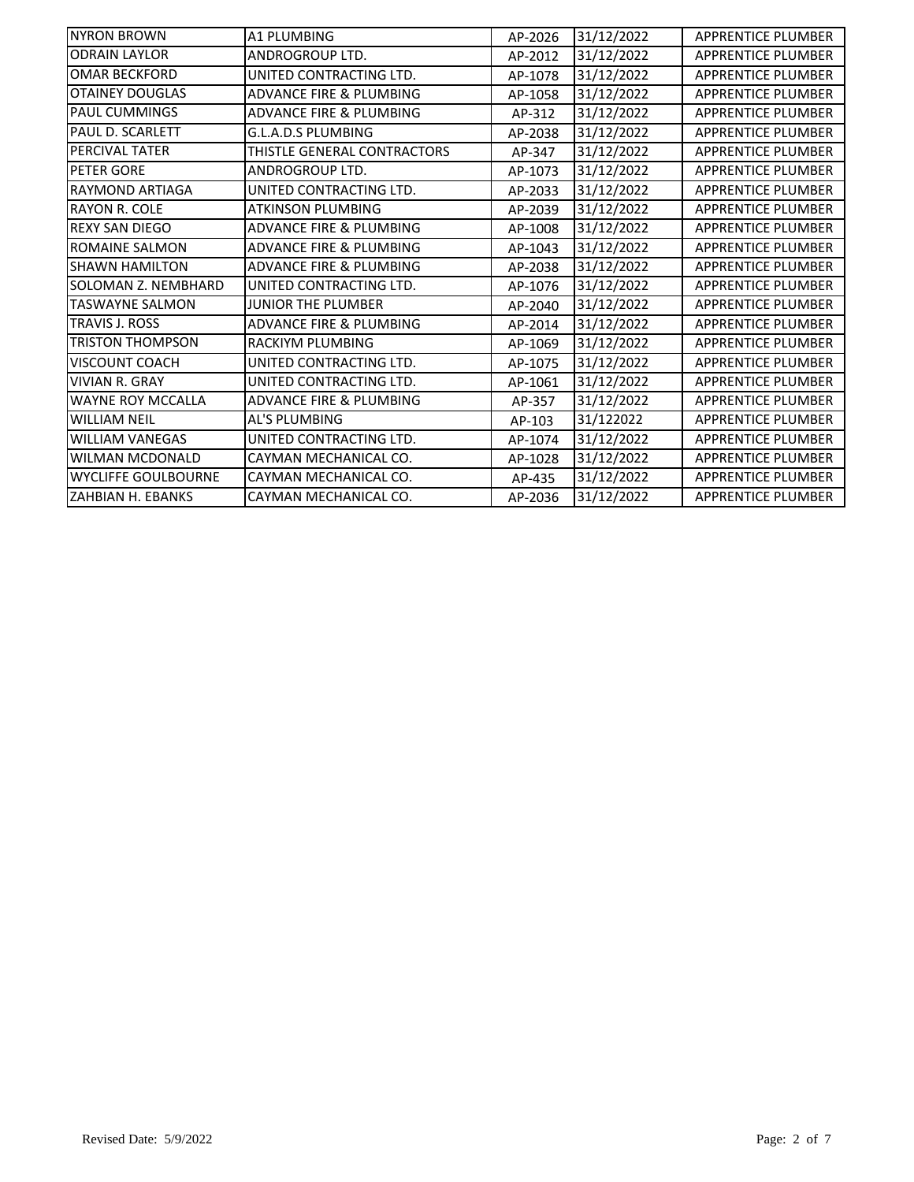| | | | | |
|---|---|---|---|---|
| NYRON BROWN | A1 PLUMBING | AP-2026 | 31/12/2022 | APPRENTICE PLUMBER |
| ODRAIN LAYLOR | ANDROGROUP LTD. | AP-2012 | 31/12/2022 | APPRENTICE PLUMBER |
| OMAR BECKFORD | UNITED CONTRACTING LTD. | AP-1078 | 31/12/2022 | APPRENTICE PLUMBER |
| OTAINEY DOUGLAS | ADVANCE FIRE & PLUMBING | AP-1058 | 31/12/2022 | APPRENTICE PLUMBER |
| PAUL CUMMINGS | ADVANCE FIRE & PLUMBING | AP-312 | 31/12/2022 | APPRENTICE PLUMBER |
| PAUL D. SCARLETT | G.L.A.D.S PLUMBING | AP-2038 | 31/12/2022 | APPRENTICE PLUMBER |
| PERCIVAL TATER | THISTLE GENERAL CONTRACTORS | AP-347 | 31/12/2022 | APPRENTICE PLUMBER |
| PETER GORE | ANDROGROUP LTD. | AP-1073 | 31/12/2022 | APPRENTICE PLUMBER |
| RAYMOND ARTIAGA | UNITED CONTRACTING LTD. | AP-2033 | 31/12/2022 | APPRENTICE PLUMBER |
| RAYON R. COLE | ATKINSON PLUMBING | AP-2039 | 31/12/2022 | APPRENTICE PLUMBER |
| REXY SAN DIEGO | ADVANCE FIRE & PLUMBING | AP-1008 | 31/12/2022 | APPRENTICE PLUMBER |
| ROMAINE SALMON | ADVANCE FIRE & PLUMBING | AP-1043 | 31/12/2022 | APPRENTICE PLUMBER |
| SHAWN HAMILTON | ADVANCE FIRE & PLUMBING | AP-2038 | 31/12/2022 | APPRENTICE PLUMBER |
| SOLOMAN Z. NEMBHARD | UNITED CONTRACTING LTD. | AP-1076 | 31/12/2022 | APPRENTICE PLUMBER |
| TASWAYNE SALMON | JUNIOR THE PLUMBER | AP-2040 | 31/12/2022 | APPRENTICE PLUMBER |
| TRAVIS J. ROSS | ADVANCE FIRE & PLUMBING | AP-2014 | 31/12/2022 | APPRENTICE PLUMBER |
| TRISTON THOMPSON | RACKIYM PLUMBING | AP-1069 | 31/12/2022 | APPRENTICE PLUMBER |
| VISCOUNT COACH | UNITED CONTRACTING LTD. | AP-1075 | 31/12/2022 | APPRENTICE PLUMBER |
| VIVIAN R. GRAY | UNITED CONTRACTING LTD. | AP-1061 | 31/12/2022 | APPRENTICE PLUMBER |
| WAYNE ROY MCCALLA | ADVANCE FIRE & PLUMBING | AP-357 | 31/12/2022 | APPRENTICE PLUMBER |
| WILLIAM NEIL | AL'S PLUMBING | AP-103 | 31/122022 | APPRENTICE PLUMBER |
| WILLIAM VANEGAS | UNITED CONTRACTING LTD. | AP-1074 | 31/12/2022 | APPRENTICE PLUMBER |
| WILMAN MCDONALD | CAYMAN MECHANICAL CO. | AP-1028 | 31/12/2022 | APPRENTICE PLUMBER |
| WYCLIFFE GOULBOURNE | CAYMAN MECHANICAL CO. | AP-435 | 31/12/2022 | APPRENTICE PLUMBER |
| ZAHBIAN H. EBANKS | CAYMAN MECHANICAL CO. | AP-2036 | 31/12/2022 | APPRENTICE PLUMBER |

Revised Date: 5/9/2022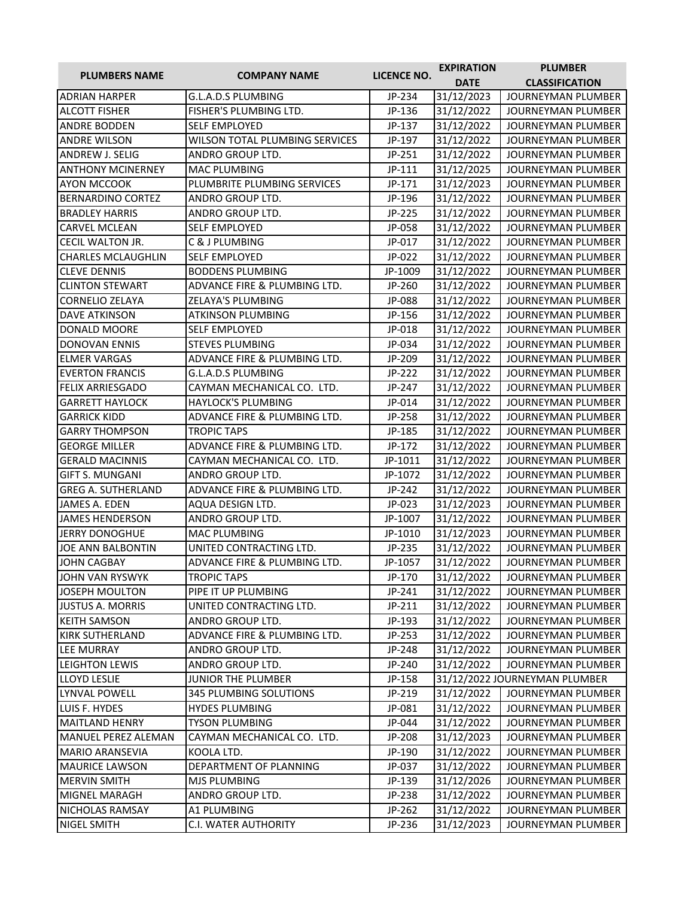| PLUMBERS NAME | COMPANY NAME | LICENCE NO. | EXPIRATION DATE | PLUMBER CLASSIFICATION |
|---|---|---|---|---|
| ADRIAN HARPER | G.L.A.D.S PLUMBING | JP-234 | 31/12/2023 | JOURNEYMAN PLUMBER |
| ALCOTT FISHER | FISHER'S PLUMBING LTD. | JP-136 | 31/12/2022 | JOURNEYMAN PLUMBER |
| ANDRE BODDEN | SELF EMPLOYED | JP-137 | 31/12/2022 | JOURNEYMAN PLUMBER |
| ANDRE WILSON | WILSON TOTAL PLUMBING SERVICES | JP-197 | 31/12/2022 | JOURNEYMAN PLUMBER |
| ANDREW J. SELIG | ANDRO GROUP LTD. | JP-251 | 31/12/2022 | JOURNEYMAN PLUMBER |
| ANTHONY MCINERNEY | MAC PLUMBING | JP-111 | 31/12/2025 | JOURNEYMAN PLUMBER |
| AYON MCCOOK | PLUMBRITE PLUMBING SERVICES | JP-171 | 31/12/2023 | JOURNEYMAN PLUMBER |
| BERNARDINO CORTEZ | ANDRO GROUP LTD. | JP-196 | 31/12/2022 | JOURNEYMAN PLUMBER |
| BRADLEY HARRIS | ANDRO GROUP LTD. | JP-225 | 31/12/2022 | JOURNEYMAN PLUMBER |
| CARVEL MCLEAN | SELF EMPLOYED | JP-058 | 31/12/2022 | JOURNEYMAN PLUMBER |
| CECIL WALTON JR. | C & J PLUMBING | JP-017 | 31/12/2022 | JOURNEYMAN PLUMBER |
| CHARLES MCLAUGHLIN | SELF EMPLOYED | JP-022 | 31/12/2022 | JOURNEYMAN PLUMBER |
| CLEVE DENNIS | BODDENS PLUMBING | JP-1009 | 31/12/2022 | JOURNEYMAN PLUMBER |
| CLINTON STEWART | ADVANCE FIRE & PLUMBING LTD. | JP-260 | 31/12/2022 | JOURNEYMAN PLUMBER |
| CORNELIO ZELAYA | ZELAYA'S PLUMBING | JP-088 | 31/12/2022 | JOURNEYMAN PLUMBER |
| DAVE ATKINSON | ATKINSON PLUMBING | JP-156 | 31/12/2022 | JOURNEYMAN PLUMBER |
| DONALD MOORE | SELF EMPLOYED | JP-018 | 31/12/2022 | JOURNEYMAN PLUMBER |
| DONOVAN ENNIS | STEVES PLUMBING | JP-034 | 31/12/2022 | JOURNEYMAN PLUMBER |
| ELMER VARGAS | ADVANCE FIRE & PLUMBING LTD. | JP-209 | 31/12/2022 | JOURNEYMAN PLUMBER |
| EVERTON FRANCIS | G.L.A.D.S PLUMBING | JP-222 | 31/12/2022 | JOURNEYMAN PLUMBER |
| FELIX ARRIESGADO | CAYMAN MECHANICAL CO. LTD. | JP-247 | 31/12/2022 | JOURNEYMAN PLUMBER |
| GARRETT HAYLOCK | HAYLOCK'S PLUMBING | JP-014 | 31/12/2022 | JOURNEYMAN PLUMBER |
| GARRICK KIDD | ADVANCE FIRE & PLUMBING LTD. | JP-258 | 31/12/2022 | JOURNEYMAN PLUMBER |
| GARRY THOMPSON | TROPIC TAPS | JP-185 | 31/12/2022 | JOURNEYMAN PLUMBER |
| GEORGE MILLER | ADVANCE FIRE & PLUMBING LTD. | JP-172 | 31/12/2022 | JOURNEYMAN PLUMBER |
| GERALD MACINNIS | CAYMAN MECHANICAL CO. LTD. | JP-1011 | 31/12/2022 | JOURNEYMAN PLUMBER |
| GIFT S. MUNGANI | ANDRO GROUP LTD. | JP-1072 | 31/12/2022 | JOURNEYMAN PLUMBER |
| GREG A. SUTHERLAND | ADVANCE FIRE & PLUMBING LTD. | JP-242 | 31/12/2022 | JOURNEYMAN PLUMBER |
| JAMES A. EDEN | AQUA DESIGN LTD. | JP-023 | 31/12/2023 | JOURNEYMAN PLUMBER |
| JAMES HENDERSON | ANDRO GROUP LTD. | JP-1007 | 31/12/2022 | JOURNEYMAN PLUMBER |
| JERRY DONOGHUE | MAC PLUMBING | JP-1010 | 31/12/2023 | JOURNEYMAN PLUMBER |
| JOE ANN BALBONTIN | UNITED CONTRACTING LTD. | JP-235 | 31/12/2022 | JOURNEYMAN PLUMBER |
| JOHN CAGBAY | ADVANCE FIRE & PLUMBING LTD. | JP-1057 | 31/12/2022 | JOURNEYMAN PLUMBER |
| JOHN VAN RYSWYK | TROPIC TAPS | JP-170 | 31/12/2022 | JOURNEYMAN PLUMBER |
| JOSEPH MOULTON | PIPE IT UP PLUMBING | JP-241 | 31/12/2022 | JOURNEYMAN PLUMBER |
| JUSTUS A. MORRIS | UNITED CONTRACTING LTD. | JP-211 | 31/12/2022 | JOURNEYMAN PLUMBER |
| KEITH SAMSON | ANDRO GROUP LTD. | JP-193 | 31/12/2022 | JOURNEYMAN PLUMBER |
| KIRK SUTHERLAND | ADVANCE FIRE & PLUMBING LTD. | JP-253 | 31/12/2022 | JOURNEYMAN PLUMBER |
| LEE MURRAY | ANDRO GROUP LTD. | JP-248 | 31/12/2022 | JOURNEYMAN PLUMBER |
| LEIGHTON LEWIS | ANDRO GROUP LTD. | JP-240 | 31/12/2022 | JOURNEYMAN PLUMBER |
| LLOYD LESLIE | JUNIOR THE PLUMBER | JP-158 | 31/12/2022 JOURNEYMAN PLUMBER | |
| LYNVAL POWELL | 345 PLUMBING SOLUTIONS | JP-219 | 31/12/2022 | JOURNEYMAN PLUMBER |
| LUIS F. HYDES | HYDES PLUMBING | JP-081 | 31/12/2022 | JOURNEYMAN PLUMBER |
| MAITLAND HENRY | TYSON PLUMBING | JP-044 | 31/12/2022 | JOURNEYMAN PLUMBER |
| MANUEL PEREZ ALEMAN | CAYMAN MECHANICAL CO. LTD. | JP-208 | 31/12/2023 | JOURNEYMAN PLUMBER |
| MARIO ARANSEVIA | KOOLA LTD. | JP-190 | 31/12/2022 | JOURNEYMAN PLUMBER |
| MAURICE LAWSON | DEPARTMENT OF PLANNING | JP-037 | 31/12/2022 | JOURNEYMAN PLUMBER |
| MERVIN SMITH | MJS PLUMBING | JP-139 | 31/12/2026 | JOURNEYMAN PLUMBER |
| MIGNEL MARAGH | ANDRO GROUP LTD. | JP-238 | 31/12/2022 | JOURNEYMAN PLUMBER |
| NICHOLAS RAMSAY | A1 PLUMBING | JP-262 | 31/12/2022 | JOURNEYMAN PLUMBER |
| NIGEL SMITH | C.I. WATER AUTHORITY | JP-236 | 31/12/2023 | JOURNEYMAN PLUMBER |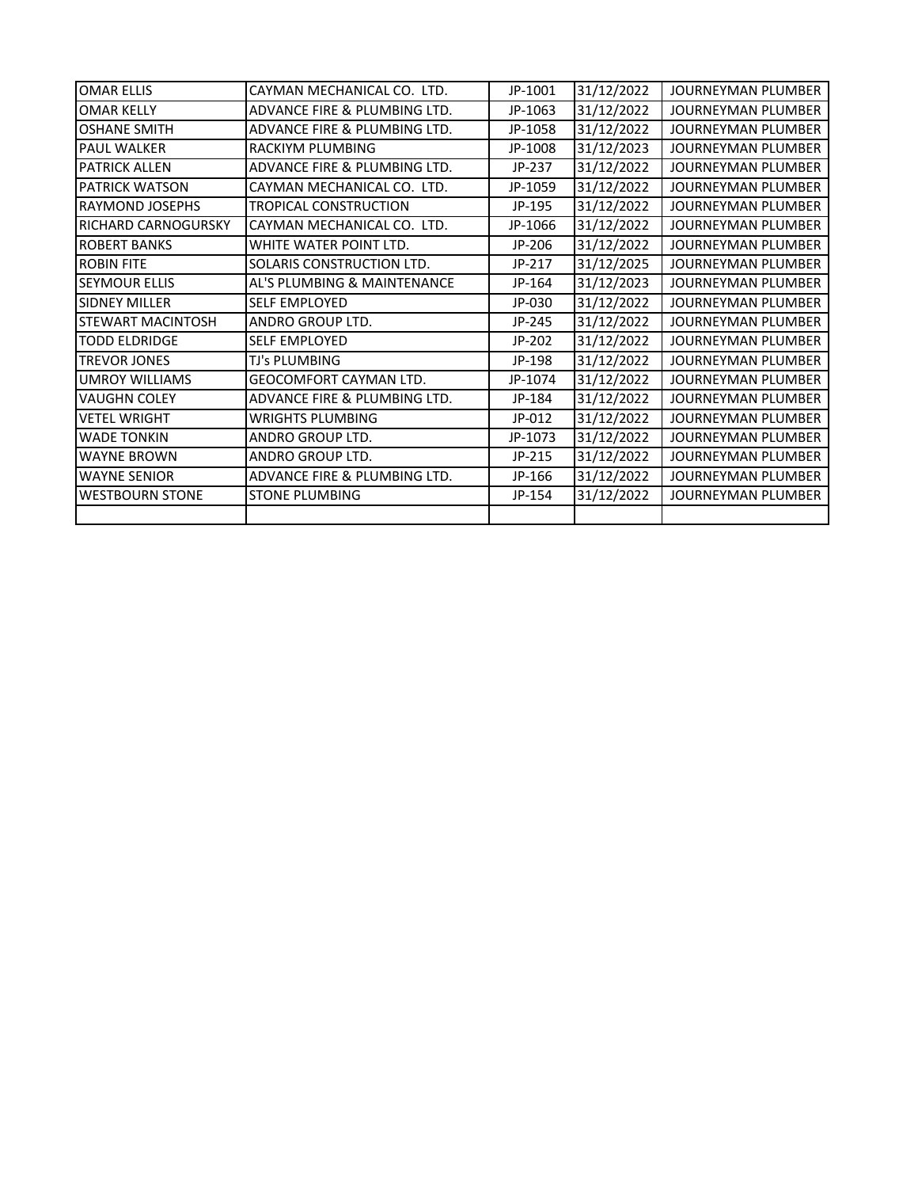| | | | | |
|---|---|---|---|---|
| OMAR ELLIS | CAYMAN MECHANICAL CO. LTD. | JP-1001 | 31/12/2022 | JOURNEYMAN PLUMBER |
| OMAR KELLY | ADVANCE FIRE & PLUMBING LTD. | JP-1063 | 31/12/2022 | JOURNEYMAN PLUMBER |
| OSHANE SMITH | ADVANCE FIRE & PLUMBING LTD. | JP-1058 | 31/12/2022 | JOURNEYMAN PLUMBER |
| PAUL WALKER | RACKIYM PLUMBING | JP-1008 | 31/12/2023 | JOURNEYMAN PLUMBER |
| PATRICK ALLEN | ADVANCE FIRE & PLUMBING LTD. | JP-237 | 31/12/2022 | JOURNEYMAN PLUMBER |
| PATRICK WATSON | CAYMAN MECHANICAL CO. LTD. | JP-1059 | 31/12/2022 | JOURNEYMAN PLUMBER |
| RAYMOND JOSEPHS | TROPICAL CONSTRUCTION | JP-195 | 31/12/2022 | JOURNEYMAN PLUMBER |
| RICHARD CARNOGURSKY | CAYMAN MECHANICAL CO. LTD. | JP-1066 | 31/12/2022 | JOURNEYMAN PLUMBER |
| ROBERT BANKS | WHITE WATER POINT LTD. | JP-206 | 31/12/2022 | JOURNEYMAN PLUMBER |
| ROBIN FITE | SOLARIS CONSTRUCTION LTD. | JP-217 | 31/12/2025 | JOURNEYMAN PLUMBER |
| SEYMOUR ELLIS | AL'S PLUMBING & MAINTENANCE | JP-164 | 31/12/2023 | JOURNEYMAN PLUMBER |
| SIDNEY MILLER | SELF EMPLOYED | JP-030 | 31/12/2022 | JOURNEYMAN PLUMBER |
| STEWART MACINTOSH | ANDRO GROUP LTD. | JP-245 | 31/12/2022 | JOURNEYMAN PLUMBER |
| TODD ELDRIDGE | SELF EMPLOYED | JP-202 | 31/12/2022 | JOURNEYMAN PLUMBER |
| TREVOR JONES | TJ's PLUMBING | JP-198 | 31/12/2022 | JOURNEYMAN PLUMBER |
| UMROY WILLIAMS | GEOCOMFORT CAYMAN LTD. | JP-1074 | 31/12/2022 | JOURNEYMAN PLUMBER |
| VAUGHN COLEY | ADVANCE FIRE & PLUMBING LTD. | JP-184 | 31/12/2022 | JOURNEYMAN PLUMBER |
| VETEL WRIGHT | WRIGHTS PLUMBING | JP-012 | 31/12/2022 | JOURNEYMAN PLUMBER |
| WADE TONKIN | ANDRO GROUP LTD. | JP-1073 | 31/12/2022 | JOURNEYMAN PLUMBER |
| WAYNE BROWN | ANDRO GROUP LTD. | JP-215 | 31/12/2022 | JOURNEYMAN PLUMBER |
| WAYNE SENIOR | ADVANCE FIRE & PLUMBING LTD. | JP-166 | 31/12/2022 | JOURNEYMAN PLUMBER |
| WESTBOURN STONE | STONE PLUMBING | JP-154 | 31/12/2022 | JOURNEYMAN PLUMBER |
| | | | | |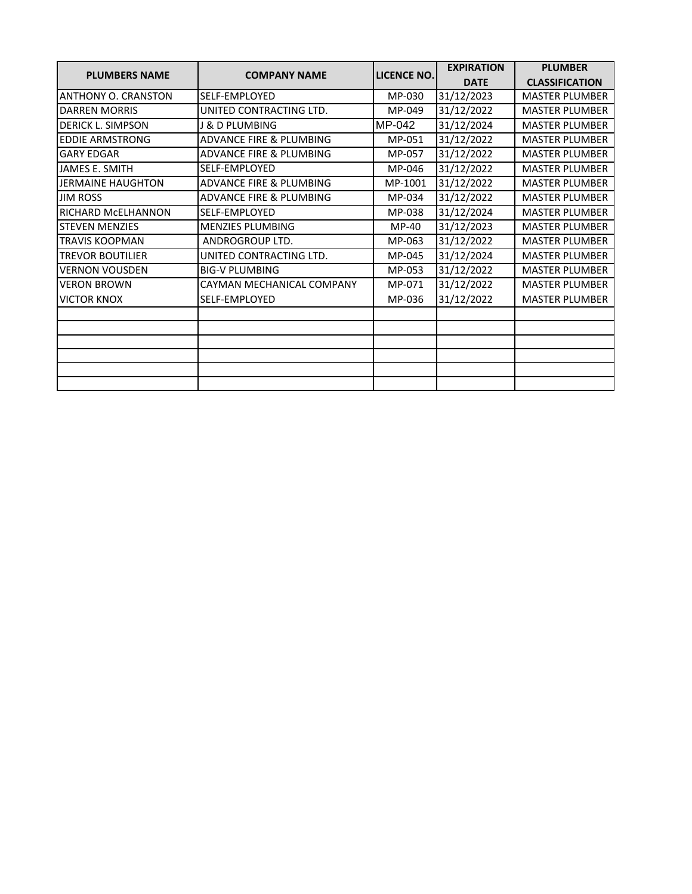| PLUMBERS NAME | COMPANY NAME | LICENCE NO. | EXPIRATION DATE | PLUMBER CLASSIFICATION |
|---|---|---|---|---|
| ANTHONY O. CRANSTON | SELF-EMPLOYED | MP-030 | 31/12/2023 | MASTER PLUMBER |
| DARREN MORRIS | UNITED CONTRACTING LTD. | MP-049 | 31/12/2022 | MASTER PLUMBER |
| DERICK L. SIMPSON | J & D PLUMBING | MP-042 | 31/12/2024 | MASTER PLUMBER |
| EDDIE ARMSTRONG | ADVANCE FIRE & PLUMBING | MP-051 | 31/12/2022 | MASTER PLUMBER |
| GARY EDGAR | ADVANCE FIRE & PLUMBING | MP-057 | 31/12/2022 | MASTER PLUMBER |
| JAMES E. SMITH | SELF-EMPLOYED | MP-046 | 31/12/2022 | MASTER PLUMBER |
| JERMAINE HAUGHTON | ADVANCE FIRE & PLUMBING | MP-1001 | 31/12/2022 | MASTER PLUMBER |
| JIM ROSS | ADVANCE FIRE & PLUMBING | MP-034 | 31/12/2022 | MASTER PLUMBER |
| RICHARD McELHANNON | SELF-EMPLOYED | MP-038 | 31/12/2024 | MASTER PLUMBER |
| STEVEN MENZIES | MENZIES PLUMBING | MP-40 | 31/12/2023 | MASTER PLUMBER |
| TRAVIS KOOPMAN | ANDROGROUP LTD. | MP-063 | 31/12/2022 | MASTER PLUMBER |
| TREVOR BOUTILIER | UNITED CONTRACTING LTD. | MP-045 | 31/12/2024 | MASTER PLUMBER |
| VERNON VOUSDEN | BIG-V PLUMBING | MP-053 | 31/12/2022 | MASTER PLUMBER |
| VERON BROWN | CAYMAN MECHANICAL COMPANY | MP-071 | 31/12/2022 | MASTER PLUMBER |
| VICTOR KNOX | SELF-EMPLOYED | MP-036 | 31/12/2022 | MASTER PLUMBER |
| | | | | |
| | | | | |
| | | | | |
| | | | | |
| | | | | |
| | | | | |